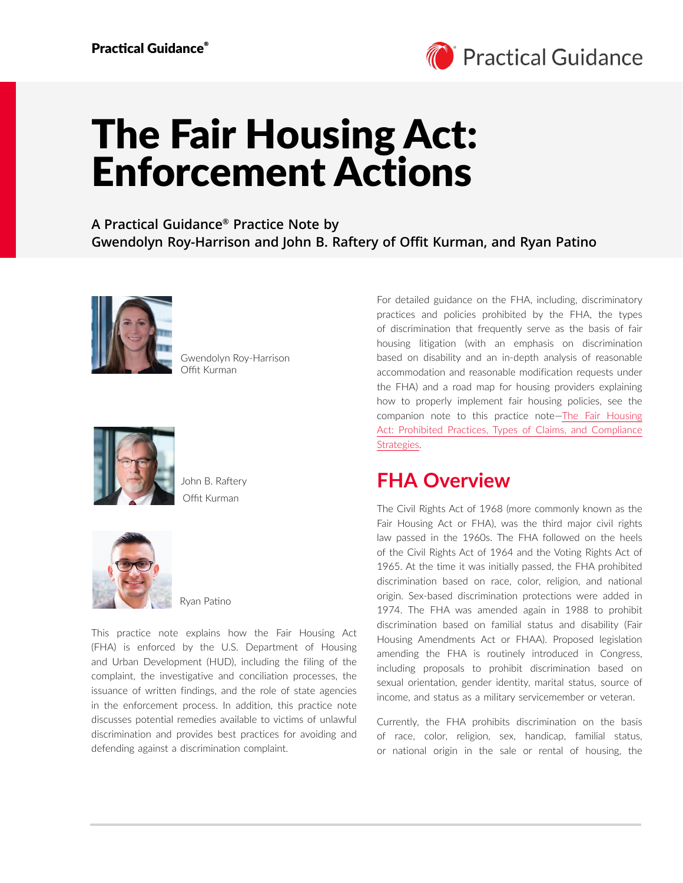# The Fair Housing Act: Enforcement Actions

**A Practical Guidance® Practice Note by**
**Gwendolyn Roy-Harrison and John B. Raftery of Offit Kurman, and Ryan Patino**

Gwendolyn Roy-Harrison
Offit Kurman

John B. Raftery
Offit Kurman

Ryan Patino

This practice note explains how the Fair Housing Act (FHA) is enforced by the U.S. Department of Housing and Urban Development (HUD), including the filing of the complaint, the investigative and conciliation processes, the issuance of written findings, and the role of state agencies in the enforcement process. In addition, this practice note discusses potential remedies available to victims of unlawful discrimination and provides best practices for avoiding and defending against a discrimination complaint.

For detailed guidance on the FHA, including, discriminatory practices and policies prohibited by the FHA, the types of discrimination that frequently serve as the basis of fair housing litigation (with an emphasis on discrimination based on disability and an in-depth analysis of reasonable accommodation and reasonable modification requests under the FHA) and a road map for housing providers explaining how to properly implement fair housing policies, see the companion note to this practice note—The Fair Housing Act: Prohibited Practices, Types of Claims, and Compliance Strategies.

## FHA Overview

The Civil Rights Act of 1968 (more commonly known as the Fair Housing Act or FHA), was the third major civil rights law passed in the 1960s. The FHA followed on the heels of the Civil Rights Act of 1964 and the Voting Rights Act of 1965. At the time it was initially passed, the FHA prohibited discrimination based on race, color, religion, and national origin. Sex-based discrimination protections were added in 1974. The FHA was amended again in 1988 to prohibit discrimination based on familial status and disability (Fair Housing Amendments Act or FHAA). Proposed legislation amending the FHA is routinely introduced in Congress, including proposals to prohibit discrimination based on sexual orientation, gender identity, marital status, source of income, and status as a military servicemember or veteran.

Currently, the FHA prohibits discrimination on the basis of race, color, religion, sex, handicap, familial status, or national origin in the sale or rental of housing, the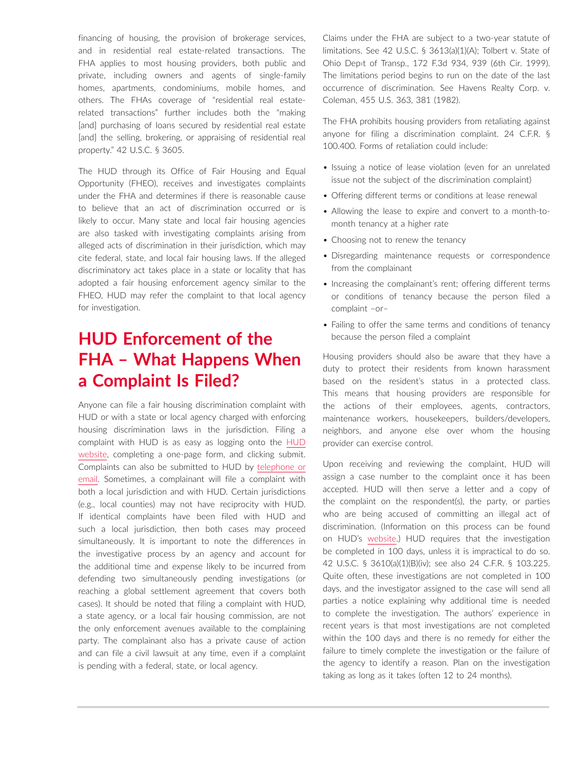financing of housing, the provision of brokerage services, and in residential real estate-related transactions. The FHA applies to most housing providers, both public and private, including owners and agents of single-family homes, apartments, condominiums, mobile homes, and others. The FHAs coverage of "residential real estate-related transactions" further includes both the "making [and] purchasing of loans secured by residential real estate [and] the selling, brokering, or appraising of residential real property." 42 U.S.C. § 3605.

The HUD through its Office of Fair Housing and Equal Opportunity (FHEO), receives and investigates complaints under the FHA and determines if there is reasonable cause to believe that an act of discrimination occurred or is likely to occur. Many state and local fair housing agencies are also tasked with investigating complaints arising from alleged acts of discrimination in their jurisdiction, which may cite federal, state, and local fair housing laws. If the alleged discriminatory act takes place in a state or locality that has adopted a fair housing enforcement agency similar to the FHEO, HUD may refer the complaint to that local agency for investigation.

## HUD Enforcement of the FHA – What Happens When a Complaint Is Filed?

Anyone can file a fair housing discrimination complaint with HUD or with a state or local agency charged with enforcing housing discrimination laws in the jurisdiction. Filing a complaint with HUD is as easy as logging onto the HUD website, completing a one-page form, and clicking submit. Complaints can also be submitted to HUD by telephone or email. Sometimes, a complainant will file a complaint with both a local jurisdiction and with HUD. Certain jurisdictions (e.g., local counties) may not have reciprocity with HUD. If identical complaints have been filed with HUD and such a local jurisdiction, then both cases may proceed simultaneously. It is important to note the differences in the investigative process by an agency and account for the additional time and expense likely to be incurred from defending two simultaneously pending investigations (or reaching a global settlement agreement that covers both cases). It should be noted that filing a complaint with HUD, a state agency, or a local fair housing commission, are not the only enforcement avenues available to the complaining party. The complainant also has a private cause of action and can file a civil lawsuit at any time, even if a complaint is pending with a federal, state, or local agency.

Claims under the FHA are subject to a two-year statute of limitations. See 42 U.S.C. § 3613(a)(1)(A); Tolbert v. State of Ohio Dep›t of Transp., 172 F.3d 934, 939 (6th Cir. 1999). The limitations period begins to run on the date of the last occurrence of discrimination. See Havens Realty Corp. v. Coleman, 455 U.S. 363, 381 (1982).

The FHA prohibits housing providers from retaliating against anyone for filing a discrimination complaint. 24 C.F.R. § 100.400. Forms of retaliation could include:

- Issuing a notice of lease violation (even for an unrelated issue not the subject of the discrimination complaint)
- Offering different terms or conditions at lease renewal
- Allowing the lease to expire and convert to a month-to-month tenancy at a higher rate
- Choosing not to renew the tenancy
- Disregarding maintenance requests or correspondence from the complainant
- Increasing the complainant's rent; offering different terms or conditions of tenancy because the person filed a complaint –or–
- Failing to offer the same terms and conditions of tenancy because the person filed a complaint

Housing providers should also be aware that they have a duty to protect their residents from known harassment based on the resident's status in a protected class. This means that housing providers are responsible for the actions of their employees, agents, contractors, maintenance workers, housekeepers, builders/developers, neighbors, and anyone else over whom the housing provider can exercise control.

Upon receiving and reviewing the complaint, HUD will assign a case number to the complaint once it has been accepted. HUD will then serve a letter and a copy of the complaint on the respondent(s), the party, or parties who are being accused of committing an illegal act of discrimination. (Information on this process can be found on HUD's website.) HUD requires that the investigation be completed in 100 days, unless it is impractical to do so. 42 U.S.C. § 3610(a)(1)(B)(iv); see also 24 C.F.R. § 103.225. Quite often, these investigations are not completed in 100 days, and the investigator assigned to the case will send all parties a notice explaining why additional time is needed to complete the investigation. The authors' experience in recent years is that most investigations are not completed within the 100 days and there is no remedy for either the failure to timely complete the investigation or the failure of the agency to identify a reason. Plan on the investigation taking as long as it takes (often 12 to 24 months).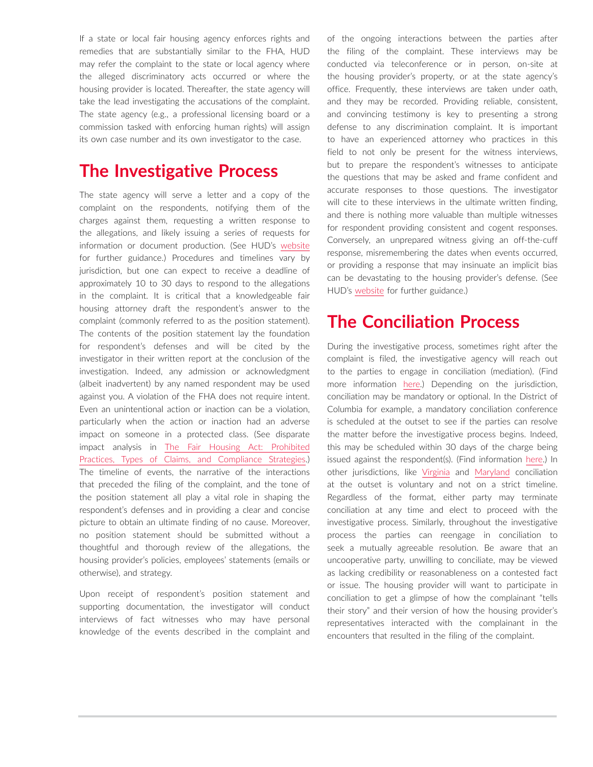If a state or local fair housing agency enforces rights and remedies that are substantially similar to the FHA, HUD may refer the complaint to the state or local agency where the alleged discriminatory acts occurred or where the housing provider is located. Thereafter, the state agency will take the lead investigating the accusations of the complaint. The state agency (e.g., a professional licensing board or a commission tasked with enforcing human rights) will assign its own case number and its own investigator to the case.

## The Investigative Process

The state agency will serve a letter and a copy of the complaint on the respondents, notifying them of the charges against them, requesting a written response to the allegations, and likely issuing a series of requests for information or document production. (See HUD's website for further guidance.) Procedures and timelines vary by jurisdiction, but one can expect to receive a deadline of approximately 10 to 30 days to respond to the allegations in the complaint. It is critical that a knowledgeable fair housing attorney draft the respondent's answer to the complaint (commonly referred to as the position statement). The contents of the position statement lay the foundation for respondent's defenses and will be cited by the investigator in their written report at the conclusion of the investigation. Indeed, any admission or acknowledgment (albeit inadvertent) by any named respondent may be used against you. A violation of the FHA does not require intent. Even an unintentional action or inaction can be a violation, particularly when the action or inaction had an adverse impact on someone in a protected class. (See disparate impact analysis in The Fair Housing Act: Prohibited Practices, Types of Claims, and Compliance Strategies.) The timeline of events, the narrative of the interactions that preceded the filing of the complaint, and the tone of the position statement all play a vital role in shaping the respondent's defenses and in providing a clear and concise picture to obtain an ultimate finding of no cause. Moreover, no position statement should be submitted without a thoughtful and thorough review of the allegations, the housing provider's policies, employees' statements (emails or otherwise), and strategy.

Upon receipt of respondent's position statement and supporting documentation, the investigator will conduct interviews of fact witnesses who may have personal knowledge of the events described in the complaint and of the ongoing interactions between the parties after the filing of the complaint. These interviews may be conducted via teleconference or in person, on-site at the housing provider's property, or at the state agency's office. Frequently, these interviews are taken under oath, and they may be recorded. Providing reliable, consistent, and convincing testimony is key to presenting a strong defense to any discrimination complaint. It is important to have an experienced attorney who practices in this field to not only be present for the witness interviews, but to prepare the respondent's witnesses to anticipate the questions that may be asked and frame confident and accurate responses to those questions. The investigator will cite to these interviews in the ultimate written finding, and there is nothing more valuable than multiple witnesses for respondent providing consistent and cogent responses. Conversely, an unprepared witness giving an off-the-cuff response, misremembering the dates when events occurred, or providing a response that may insinuate an implicit bias can be devastating to the housing provider's defense. (See HUD's website for further guidance.)

## The Conciliation Process

During the investigative process, sometimes right after the complaint is filed, the investigative agency will reach out to the parties to engage in conciliation (mediation). (Find more information here.) Depending on the jurisdiction, conciliation may be mandatory or optional. In the District of Columbia for example, a mandatory conciliation conference is scheduled at the outset to see if the parties can resolve the matter before the investigative process begins. Indeed, this may be scheduled within 30 days of the charge being issued against the respondent(s). (Find information here.) In other jurisdictions, like Virginia and Maryland conciliation at the outset is voluntary and not on a strict timeline. Regardless of the format, either party may terminate conciliation at any time and elect to proceed with the investigative process. Similarly, throughout the investigative process the parties can reengage in conciliation to seek a mutually agreeable resolution. Be aware that an uncooperative party, unwilling to conciliate, may be viewed as lacking credibility or reasonableness on a contested fact or issue. The housing provider will want to participate in conciliation to get a glimpse of how the complainant "tells their story" and their version of how the housing provider's representatives interacted with the complainant in the encounters that resulted in the filing of the complaint.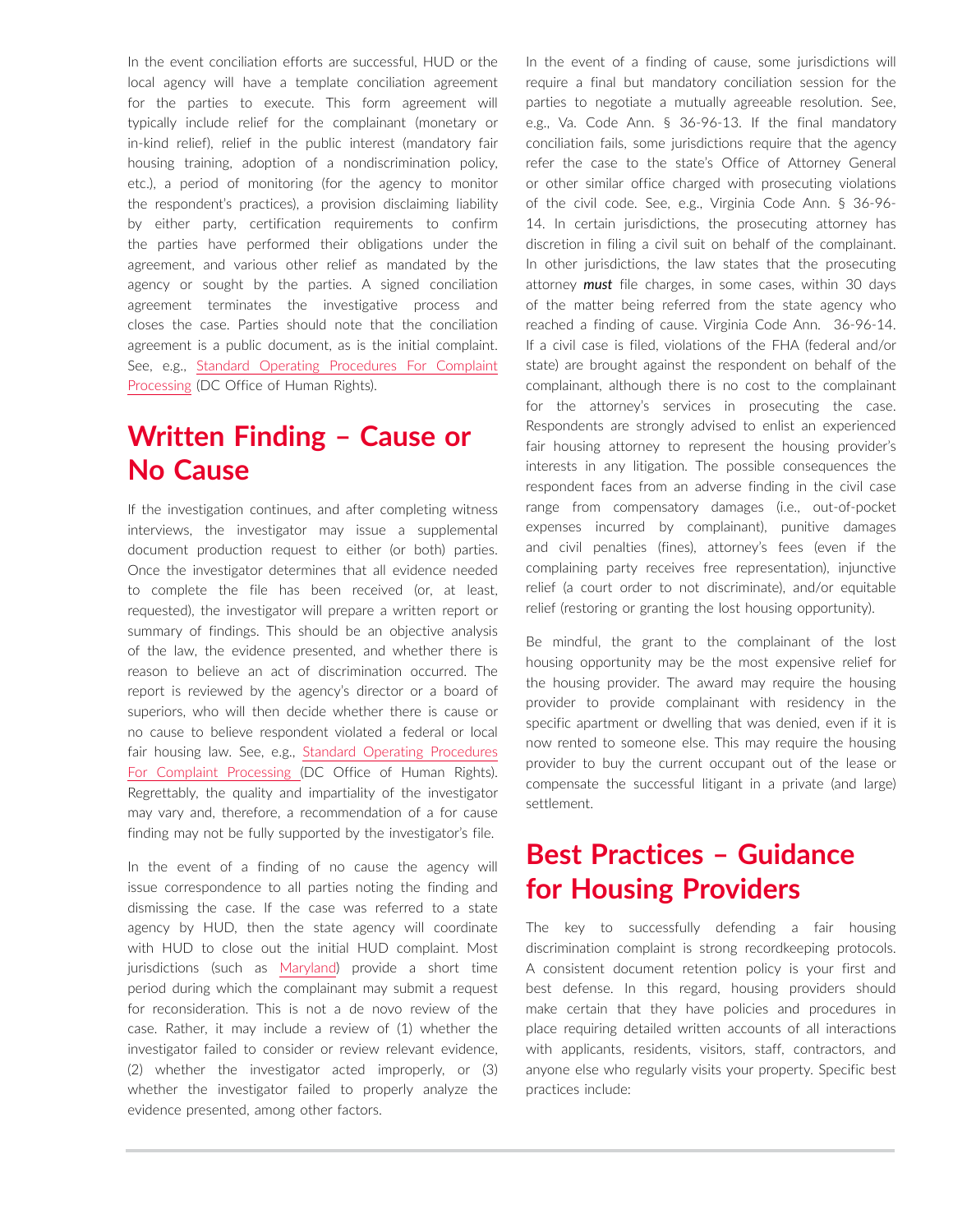In the event conciliation efforts are successful, HUD or the local agency will have a template conciliation agreement for the parties to execute. This form agreement will typically include relief for the complainant (monetary or in-kind relief), relief in the public interest (mandatory fair housing training, adoption of a nondiscrimination policy, etc.), a period of monitoring (for the agency to monitor the respondent's practices), a provision disclaiming liability by either party, certification requirements to confirm the parties have performed their obligations under the agreement, and various other relief as mandated by the agency or sought by the parties. A signed conciliation agreement terminates the investigative process and closes the case. Parties should note that the conciliation agreement is a public document, as is the initial complaint. See, e.g., Standard Operating Procedures For Complaint Processing (DC Office of Human Rights).

## Written Finding – Cause or No Cause

If the investigation continues, and after completing witness interviews, the investigator may issue a supplemental document production request to either (or both) parties. Once the investigator determines that all evidence needed to complete the file has been received (or, at least, requested), the investigator will prepare a written report or summary of findings. This should be an objective analysis of the law, the evidence presented, and whether there is reason to believe an act of discrimination occurred. The report is reviewed by the agency's director or a board of superiors, who will then decide whether there is cause or no cause to believe respondent violated a federal or local fair housing law. See, e.g., Standard Operating Procedures For Complaint Processing (DC Office of Human Rights). Regrettably, the quality and impartiality of the investigator may vary and, therefore, a recommendation of a for cause finding may not be fully supported by the investigator's file.

In the event of a finding of no cause the agency will issue correspondence to all parties noting the finding and dismissing the case. If the case was referred to a state agency by HUD, then the state agency will coordinate with HUD to close out the initial HUD complaint. Most jurisdictions (such as Maryland) provide a short time period during which the complainant may submit a request for reconsideration. This is not a de novo review of the case. Rather, it may include a review of (1) whether the investigator failed to consider or review relevant evidence, (2) whether the investigator acted improperly, or (3) whether the investigator failed to properly analyze the evidence presented, among other factors.

In the event of a finding of cause, some jurisdictions will require a final but mandatory conciliation session for the parties to negotiate a mutually agreeable resolution. See, e.g., Va. Code Ann. § 36-96-13. If the final mandatory conciliation fails, some jurisdictions require that the agency refer the case to the state's Office of Attorney General or other similar office charged with prosecuting violations of the civil code. See, e.g., Virginia Code Ann. § 36-96-14. In certain jurisdictions, the prosecuting attorney has discretion in filing a civil suit on behalf of the complainant. In other jurisdictions, the law states that the prosecuting attorney ***must*** file charges, in some cases, within 30 days of the matter being referred from the state agency who reached a finding of cause. Virginia Code Ann. 36-96-14. If a civil case is filed, violations of the FHA (federal and/or state) are brought against the respondent on behalf of the complainant, although there is no cost to the complainant for the attorney's services in prosecuting the case. Respondents are strongly advised to enlist an experienced fair housing attorney to represent the housing provider's interests in any litigation. The possible consequences the respondent faces from an adverse finding in the civil case range from compensatory damages (i.e., out-of-pocket expenses incurred by complainant), punitive damages and civil penalties (fines), attorney's fees (even if the complaining party receives free representation), injunctive relief (a court order to not discriminate), and/or equitable relief (restoring or granting the lost housing opportunity).

Be mindful, the grant to the complainant of the lost housing opportunity may be the most expensive relief for the housing provider. The award may require the housing provider to provide complainant with residency in the specific apartment or dwelling that was denied, even if it is now rented to someone else. This may require the housing provider to buy the current occupant out of the lease or compensate the successful litigant in a private (and large) settlement.

## Best Practices – Guidance for Housing Providers

The key to successfully defending a fair housing discrimination complaint is strong recordkeeping protocols. A consistent document retention policy is your first and best defense. In this regard, housing providers should make certain that they have policies and procedures in place requiring detailed written accounts of all interactions with applicants, residents, visitors, staff, contractors, and anyone else who regularly visits your property. Specific best practices include: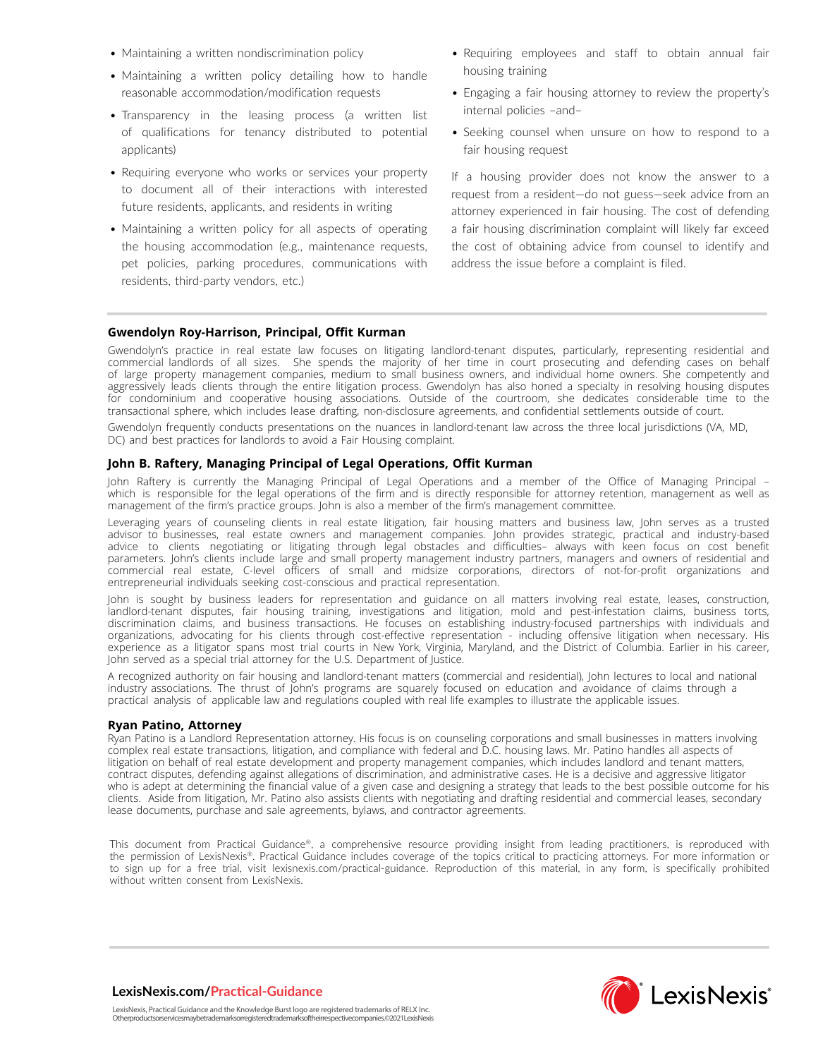- Maintaining a written nondiscrimination policy
- Maintaining a written policy detailing how to handle reasonable accommodation/modification requests
- Transparency in the leasing process (a written list of qualifications for tenancy distributed to potential applicants)
- Requiring everyone who works or services your property to document all of their interactions with interested future residents, applicants, and residents in writing
- Maintaining a written policy for all aspects of operating the housing accommodation (e.g., maintenance requests, pet policies, parking procedures, communications with residents, third-party vendors, etc.)
- Requiring employees and staff to obtain annual fair housing training
- Engaging a fair housing attorney to review the property's internal policies –and–
- Seeking counsel when unsure on how to respond to a fair housing request

If a housing provider does not know the answer to a request from a resident—do not guess—seek advice from an attorney experienced in fair housing. The cost of defending a fair housing discrimination complaint will likely far exceed the cost of obtaining advice from counsel to identify and address the issue before a complaint is filed.

**Gwendolyn Roy-Harrison, Principal, Offit Kurman**

Gwendolyn's practice in real estate law focuses on litigating landlord-tenant disputes, particularly, representing residential and commercial landlords of all sizes. She spends the majority of her time in court prosecuting and defending cases on behalf of large property management companies, medium to small business owners, and individual home owners. She competently and aggressively leads clients through the entire litigation process. Gwendolyn has also honed a specialty in resolving housing disputes for condominium and cooperative housing associations. Outside of the courtroom, she dedicates considerable time to the transactional sphere, which includes lease drafting, non-disclosure agreements, and confidential settlements outside of court.

Gwendolyn frequently conducts presentations on the nuances in landlord-tenant law across the three local jurisdictions (VA, MD, DC) and best practices for landlords to avoid a Fair Housing complaint.

**John B. Raftery, Managing Principal of Legal Operations, Offit Kurman**

John Raftery is currently the Managing Principal of Legal Operations and a member of the Office of Managing Principal – which is responsible for the legal operations of the firm and is directly responsible for attorney retention, management as well as management of the firm's practice groups. John is also a member of the firm's management committee.

Leveraging years of counseling clients in real estate litigation, fair housing matters and business law, John serves as a trusted advisor to businesses, real estate owners and management companies. John provides strategic, practical and industry-based advice to clients negotiating or litigating through legal obstacles and difficulties– always with keen focus on cost benefit parameters. John's clients include large and small property management industry partners, managers and owners of residential and commercial real estate, C-level officers of small and midsize corporations, directors of not-for-profit organizations and entrepreneurial individuals seeking cost-conscious and practical representation.

John is sought by business leaders for representation and guidance on all matters involving real estate, leases, construction, landlord-tenant disputes, fair housing training, investigations and litigation, mold and pest-infestation claims, business torts, discrimination claims, and business transactions. He focuses on establishing industry-focused partnerships with individuals and organizations, advocating for his clients through cost-effective representation - including offensive litigation when necessary. His experience as a litigator spans most trial courts in New York, Virginia, Maryland, and the District of Columbia. Earlier in his career, John served as a special trial attorney for the U.S. Department of Justice.

A recognized authority on fair housing and landlord-tenant matters (commercial and residential), John lectures to local and national industry associations. The thrust of John's programs are squarely focused on education and avoidance of claims through a practical analysis of applicable law and regulations coupled with real life examples to illustrate the applicable issues.

**Ryan Patino, Attorney**

Ryan Patino is a Landlord Representation attorney. His focus is on counseling corporations and small businesses in matters involving complex real estate transactions, litigation, and compliance with federal and D.C. housing laws. Mr. Patino handles all aspects of litigation on behalf of real estate development and property management companies, which includes landlord and tenant matters, contract disputes, defending against allegations of discrimination, and administrative cases. He is a decisive and aggressive litigator who is adept at determining the financial value of a given case and designing a strategy that leads to the best possible outcome for his clients. Aside from litigation, Mr. Patino also assists clients with negotiating and drafting residential and commercial leases, secondary lease documents, purchase and sale agreements, bylaws, and contractor agreements.

This document from Practical Guidance®, a comprehensive resource providing insight from leading practitioners, is reproduced with the permission of LexisNexis®. Practical Guidance includes coverage of the topics critical to practicing attorneys. For more information or to sign up for a free trial, visit lexisnexis.com/practical-guidance. Reproduction of this material, in any form, is specifically prohibited without written consent from LexisNexis.

LexisNexis.com/Practical-Guidance

LexisNexis, Practical Guidance and the Knowledge Burst logo are registered trademarks of RELX Inc. Other products or services may be trademarks or registered trademarks of their respective companies. ©2021 LexisNexis